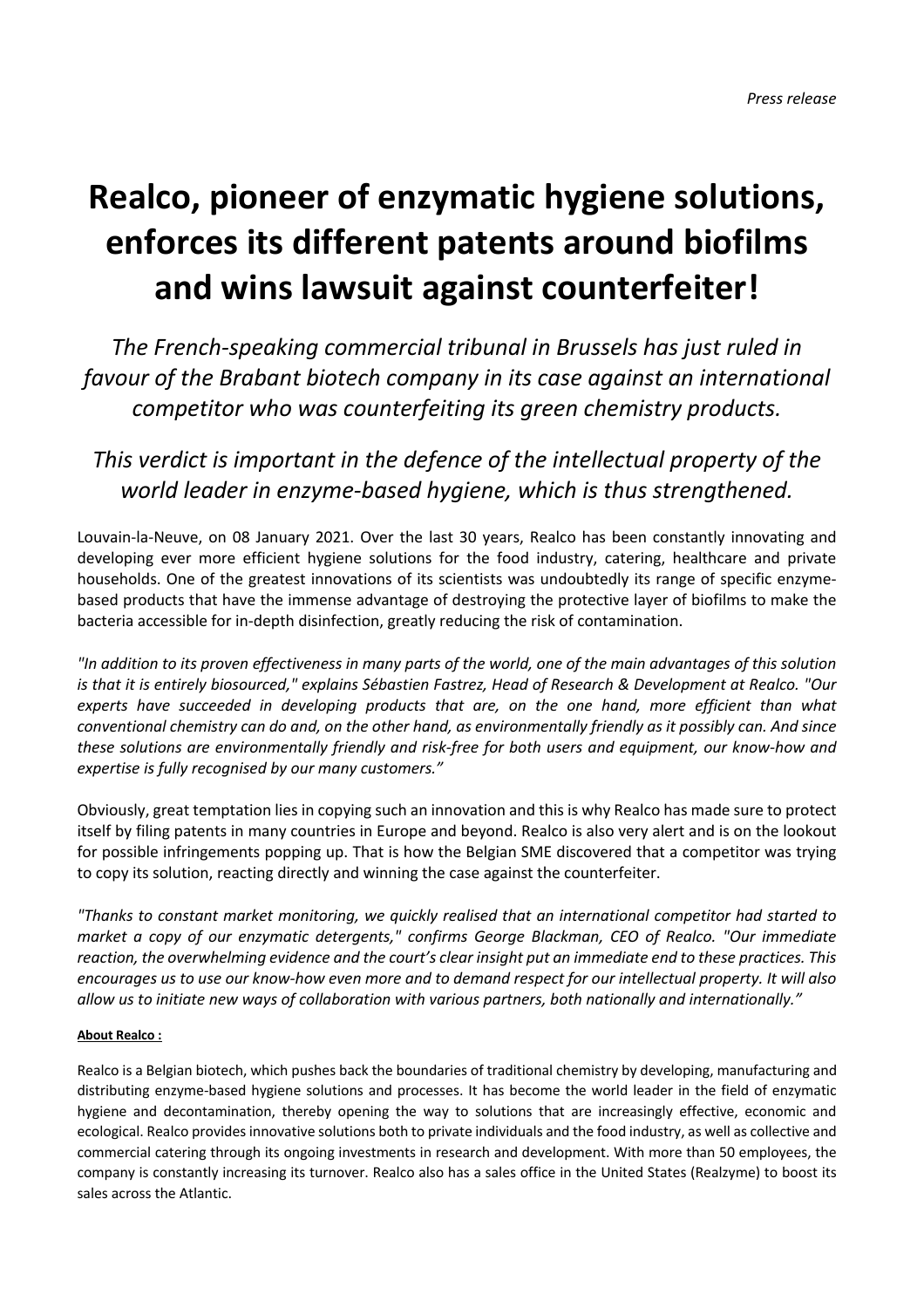*Press release*

# Realco, pioneer of enzymatic hygiene solutions, enforces its different patents around biofilms and wins lawsuit against counterfeiter!

*The French-speaking commercial tribunal in Brussels has just ruled in favour of the Brabant biotech company in its case against an international competitor who was counterfeiting its green chemistry products.*

*This verdict is important in the defence of the intellectual property of the world leader in enzyme-based hygiene, which is thus strengthened.*

Louvain-la-Neuve, on 08 January 2021. Over the last 30 years, Realco has been constantly innovating and developing ever more efficient hygiene solutions for the food industry, catering, healthcare and private households. One of the greatest innovations of its scientists was undoubtedly its range of specific enzyme-based products that have the immense advantage of destroying the protective layer of biofilms to make the bacteria accessible for in-depth disinfection, greatly reducing the risk of contamination.

*"In addition to its proven effectiveness in many parts of the world, one of the main advantages of this solution is that it is entirely biosourced," explains Sébastien Fastrez, Head of Research & Development at Realco. "Our experts have succeeded in developing products that are, on the one hand, more efficient than what conventional chemistry can do and, on the other hand, as environmentally friendly as it possibly can. And since these solutions are environmentally friendly and risk-free for both users and equipment, our know-how and expertise is fully recognised by our many customers."*

Obviously, great temptation lies in copying such an innovation and this is why Realco has made sure to protect itself by filing patents in many countries in Europe and beyond. Realco is also very alert and is on the lookout for possible infringements popping up. That is how the Belgian SME discovered that a competitor was trying to copy its solution, reacting directly and winning the case against the counterfeiter.

*"Thanks to constant market monitoring, we quickly realised that an international competitor had started to market a copy of our enzymatic detergents," confirms George Blackman, CEO of Realco. "Our immediate reaction, the overwhelming evidence and the court's clear insight put an immediate end to these practices. This encourages us to use our know-how even more and to demand respect for our intellectual property. It will also allow us to initiate new ways of collaboration with various partners, both nationally and internationally."*

**About Realco :**

Realco is a Belgian biotech, which pushes back the boundaries of traditional chemistry by developing, manufacturing and distributing enzyme-based hygiene solutions and processes. It has become the world leader in the field of enzymatic hygiene and decontamination, thereby opening the way to solutions that are increasingly effective, economic and ecological. Realco provides innovative solutions both to private individuals and the food industry, as well as collective and commercial catering through its ongoing investments in research and development. With more than 50 employees, the company is constantly increasing its turnover. Realco also has a sales office in the United States (Realzyme) to boost its sales across the Atlantic.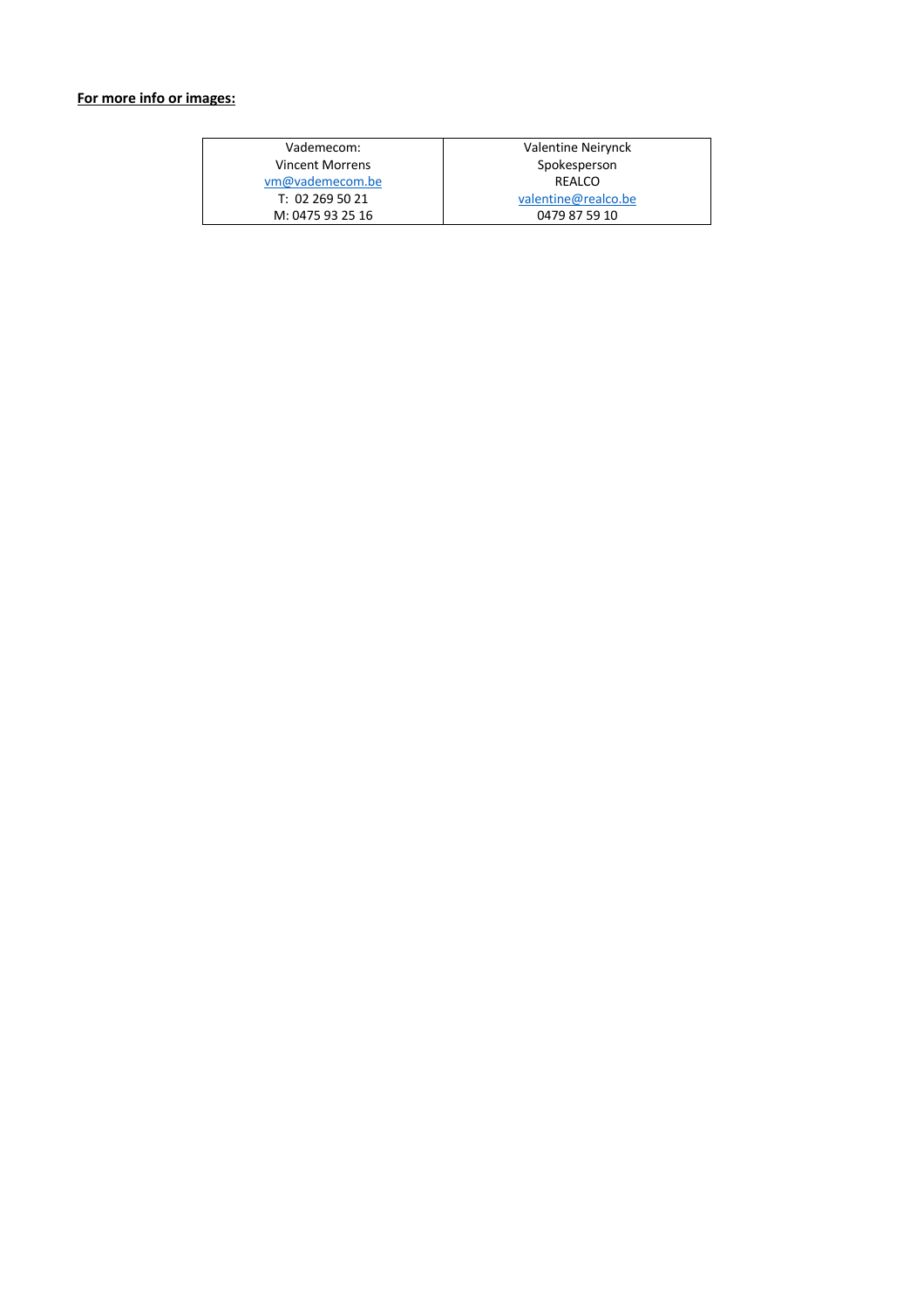**For more info or images:**

| | |
|---|---|
| Vademecom:<br>Vincent Morrens<br>vm@vademecom.be<br>T: 02 269 50 21<br>M: 0475 93 25 16 | Valentine Neirynck<br>Spokesperson<br>REALCO<br>valentine@realco.be<br>0479 87 59 10 |